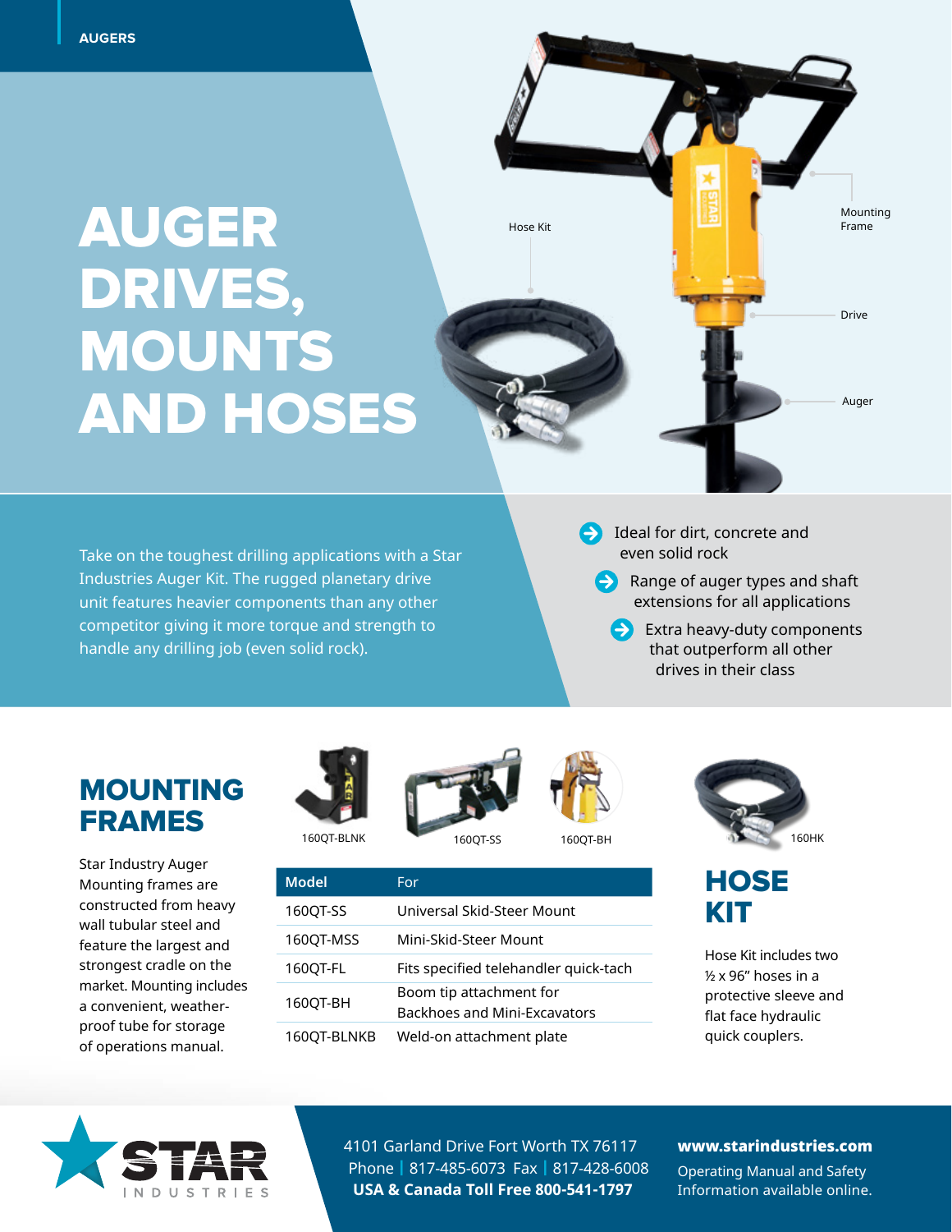AUGERS

# AUGER DRIVES, MOUNTS AND HOSES

Hose Kit

Mounting Frame

Drive

Auger

Take on the toughest drilling applications with a Star Industries Auger Kit. The rugged planetary drive unit features heavier components than any other competitor giving it more torque and strength to handle any drilling job (even solid rock).

- Ideal for dirt, concrete and even solid rock
- Range of auger types and shaft extensions for all applications
- Extra heavy-duty components that outperform all other drives in their class

## MOUNTING FRAMES

Star Industry Auger Mounting frames are constructed from heavy wall tubular steel and feature the largest and strongest cradle on the market. Mounting includes a convenient, weather-proof tube for storage of operations manual.

160QT-BLNK

160QT-SS

160QT-BH

| Model | For |
|---|---|
| 160QT-SS | Universal Skid-Steer Mount |
| 160QT-MSS | Mini-Skid-Steer Mount |
| 160QT-FL | Fits specified telehandler quick-tach |
| 160QT-BH | Boom tip attachment for Backhoes and Mini-Excavators |
| 160QT-BLNKB | Weld-on attachment plate |

160HK

## HOSE KIT

Hose Kit includes two ½ x 96" hoses in a protective sleeve and flat face hydraulic quick couplers.

STAR INDUSTRIES

4101 Garland Drive Fort Worth TX 76117
Phone | 817-485-6073 Fax | 817-428-6008
**USA & Canada Toll Free 800-541-1797**

**www.starindustries.com**
Operating Manual and Safety Information available online.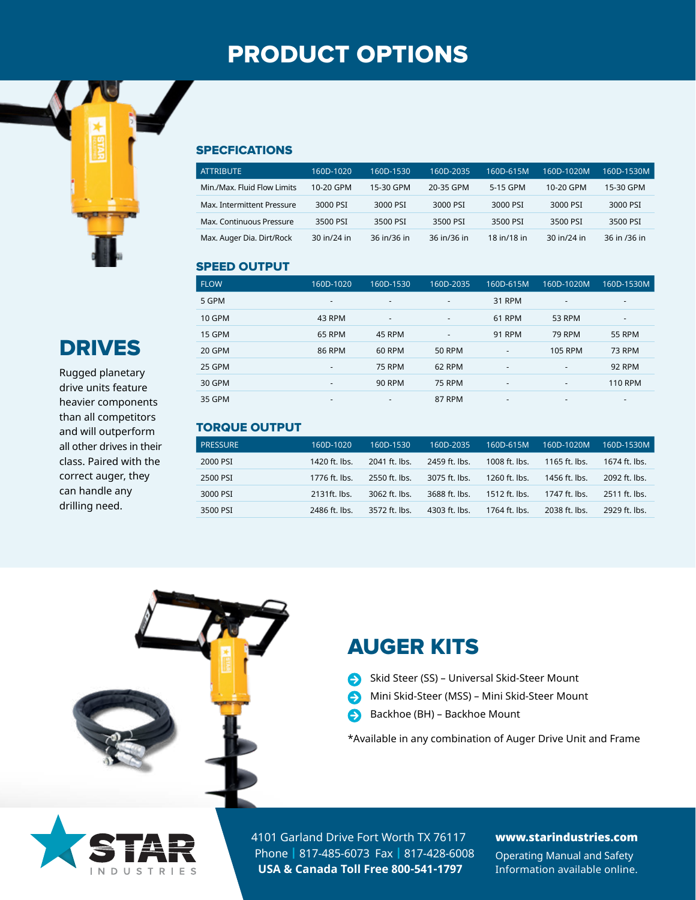# PRODUCT OPTIONS

## DRIVES

Rugged planetary drive units feature heavier components than all competitors and will outperform all other drives in their class. Paired with the correct auger, they can handle any drilling need.

### SPECFICATIONS

| ATTRIBUTE | 160D-1020 | 160D-1530 | 160D-2035 | 160D-615M | 160D-1020M | 160D-1530M |
|---|---|---|---|---|---|---|
| Min./Max. Fluid Flow Limits | 10-20 GPM | 15-30 GPM | 20-35 GPM | 5-15 GPM | 10-20 GPM | 15-30 GPM |
| Max. Intermittent Pressure | 3000 PSI | 3000 PSI | 3000 PSI | 3000 PSI | 3000 PSI | 3000 PSI |
| Max. Continuous Pressure | 3500 PSI | 3500 PSI | 3500 PSI | 3500 PSI | 3500 PSI | 3500 PSI |
| Max. Auger Dia. Dirt/Rock | 30 in/24 in | 36 in/36 in | 36 in/36 in | 18 in/18 in | 30 in/24 in | 36 in /36 in |

### SPEED OUTPUT

| FLOW | 160D-1020 | 160D-1530 | 160D-2035 | 160D-615M | 160D-1020M | 160D-1530M |
|---|---|---|---|---|---|---|
| 5 GPM | - | - | - | 31 RPM | - | - |
| 10 GPM | 43 RPM | - | - | 61 RPM | 53 RPM | - |
| 15 GPM | 65 RPM | 45 RPM | - | 91 RPM | 79 RPM | 55 RPM |
| 20 GPM | 86 RPM | 60 RPM | 50 RPM | - | 105 RPM | 73 RPM |
| 25 GPM | - | 75 RPM | 62 RPM | - | - | 92 RPM |
| 30 GPM | - | 90 RPM | 75 RPM | - | - | 110 RPM |
| 35 GPM | - | - | 87 RPM | - | - | - |

### TORQUE OUTPUT

| PRESSURE | 160D-1020 | 160D-1530 | 160D-2035 | 160D-615M | 160D-1020M | 160D-1530M |
|---|---|---|---|---|---|---|
| 2000 PSI | 1420 ft. lbs. | 2041 ft. lbs. | 2459 ft. lbs. | 1008 ft. lbs. | 1165 ft. lbs. | 1674 ft. lbs. |
| 2500 PSI | 1776 ft. lbs. | 2550 ft. lbs. | 3075 ft. lbs. | 1260 ft. lbs. | 1456 ft. lbs. | 2092 ft. lbs. |
| 3000 PSI | 2131ft. lbs. | 3062 ft. lbs. | 3688 ft. lbs. | 1512 ft. lbs. | 1747 ft. lbs. | 2511 ft. lbs. |
| 3500 PSI | 2486 ft. lbs. | 3572 ft. lbs. | 4303 ft. lbs. | 1764 ft. lbs. | 2038 ft. lbs. | 2929 ft. lbs. |

## AUGER KITS

- Skid Steer (SS) – Universal Skid-Steer Mount
- Mini Skid-Steer (MSS) – Mini Skid-Steer Mount
- Backhoe (BH) – Backhoe Mount

*Available in any combination of Auger Drive Unit and Frame

STAR INDUSTRIES

4101 Garland Drive Fort Worth TX 76117
Phone | 817-485-6073 Fax | 817-428-6008
**USA & Canada Toll Free 800-541-1797**

**www.starindustries.com**
Operating Manual and Safety Information available online.